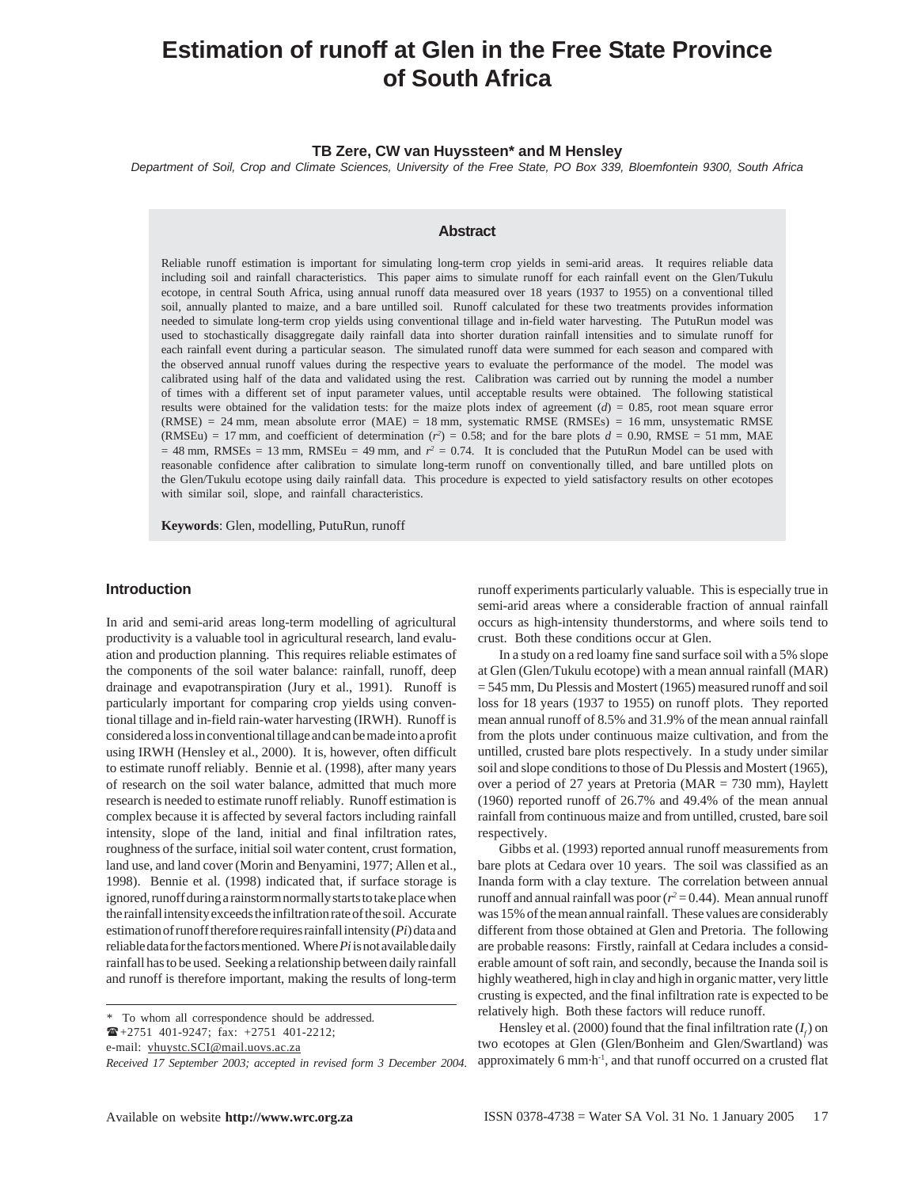# Estimation of runoff at Glen in the Free State Province of South Africa

**TB Zere, CW van Huyssteen* and M Hensley**

*Department of Soil, Crop and Climate Sciences, University of the Free State, PO Box 339, Bloemfontein 9300, South Africa*

## Abstract

Reliable runoff estimation is important for simulating long-term crop yields in semi-arid areas. It requires reliable data including soil and rainfall characteristics. This paper aims to simulate runoff for each rainfall event on the Glen/Tukulu ecotope, in central South Africa, using annual runoff data measured over 18 years (1937 to 1955) on a conventional tilled soil, annually planted to maize, and a bare untilled soil. Runoff calculated for these two treatments provides information needed to simulate long-term crop yields using conventional tillage and in-field water harvesting. The PutuRun model was used to stochastically disaggregate daily rainfall data into shorter duration rainfall intensities and to simulate runoff for each rainfall event during a particular season. The simulated runoff data were summed for each season and compared with the observed annual runoff values during the respective years to evaluate the performance of the model. The model was calibrated using half of the data and validated using the rest. Calibration was carried out by running the model a number of times with a different set of input parameter values, until acceptable results were obtained. The following statistical results were obtained for the validation tests: for the maize plots index of agreement (*d*) = 0.85, root mean square error (RMSE) = 24 mm, mean absolute error (MAE) = 18 mm, systematic RMSE (RMSEs) = 16 mm, unsystematic RMSE (RMSEu) = 17 mm, and coefficient of determination ($r^2$) = 0.58; and for the bare plots *d* = 0.90, RMSE = 51 mm, MAE = 48 mm, RMSEs = 13 mm, RMSEu = 49 mm, and $r^2$ = 0.74. It is concluded that the PutuRun Model can be used with reasonable confidence after calibration to simulate long-term runoff on conventionally tilled, and bare untilled plots on the Glen/Tukulu ecotope using daily rainfall data. This procedure is expected to yield satisfactory results on other ecotopes with similar soil, slope, and rainfall characteristics.

**Keywords**: Glen, modelling, PutuRun, runoff

## Introduction

In arid and semi-arid areas long-term modelling of agricultural productivity is a valuable tool in agricultural research, land evaluation and production planning. This requires reliable estimates of the components of the soil water balance: rainfall, runoff, deep drainage and evapotranspiration (Jury et al., 1991). Runoff is particularly important for comparing crop yields using conventional tillage and in-field rain-water harvesting (IRWH). Runoff is considered a loss in conventional tillage and can be made into a profit using IRWH (Hensley et al., 2000). It is, however, often difficult to estimate runoff reliably. Bennie et al. (1998), after many years of research on the soil water balance, admitted that much more research is needed to estimate runoff reliably. Runoff estimation is complex because it is affected by several factors including rainfall intensity, slope of the land, initial and final infiltration rates, roughness of the surface, initial soil water content, crust formation, land use, and land cover (Morin and Benyamini, 1977; Allen et al., 1998). Bennie et al. (1998) indicated that, if surface storage is ignored, runoff during a rainstorm normally starts to take place when the rainfall intensity exceeds the infiltration rate of the soil. Accurate estimation of runoff therefore requires rainfall intensity (*Pi*) data and reliable data for the factors mentioned. Where *Pi* is not available daily rainfall has to be used. Seeking a relationship between daily rainfall and runoff is therefore important, making the results of long-term runoff experiments particularly valuable. This is especially true in semi-arid areas where a considerable fraction of annual rainfall occurs as high-intensity thunderstorms, and where soils tend to crust. Both these conditions occur at Glen.

In a study on a red loamy fine sand surface soil with a 5% slope at Glen (Glen/Tukulu ecotope) with a mean annual rainfall (MAR) = 545 mm, Du Plessis and Mostert (1965) measured runoff and soil loss for 18 years (1937 to 1955) on runoff plots. They reported mean annual runoff of 8.5% and 31.9% of the mean annual rainfall from the plots under continuous maize cultivation, and from the untilled, crusted bare plots respectively. In a study under similar soil and slope conditions to those of Du Plessis and Mostert (1965), over a period of 27 years at Pretoria (MAR = 730 mm), Haylett (1960) reported runoff of 26.7% and 49.4% of the mean annual rainfall from continuous maize and from untilled, crusted, bare soil respectively.

Gibbs et al. (1993) reported annual runoff measurements from bare plots at Cedara over 10 years. The soil was classified as an Inanda form with a clay texture. The correlation between annual runoff and annual rainfall was poor ($r^2$ = 0.44). Mean annual runoff was 15% of the mean annual rainfall. These values are considerably different from those obtained at Glen and Pretoria. The following are probable reasons: Firstly, rainfall at Cedara includes a considerable amount of soft rain, and secondly, because the Inanda soil is highly weathered, high in clay and high in organic matter, very little crusting is expected, and the final infiltration rate is expected to be relatively high. Both these factors will reduce runoff.

Hensley et al. (2000) found that the final infiltration rate ($I_f$) on two ecotopes at Glen (Glen/Bonheim and Glen/Swartland) was approximately 6 mm·h$^{-1}$, and that runoff occurred on a crusted flat

---

\* To whom all correspondence should be addressed.
☎ +2751 401-9247; fax: +2751 401-2212;
e-mail: vhuystc.SCI@mail.uovs.ac.za

*Received 17 September 2003; accepted in revised form 3 December 2004.*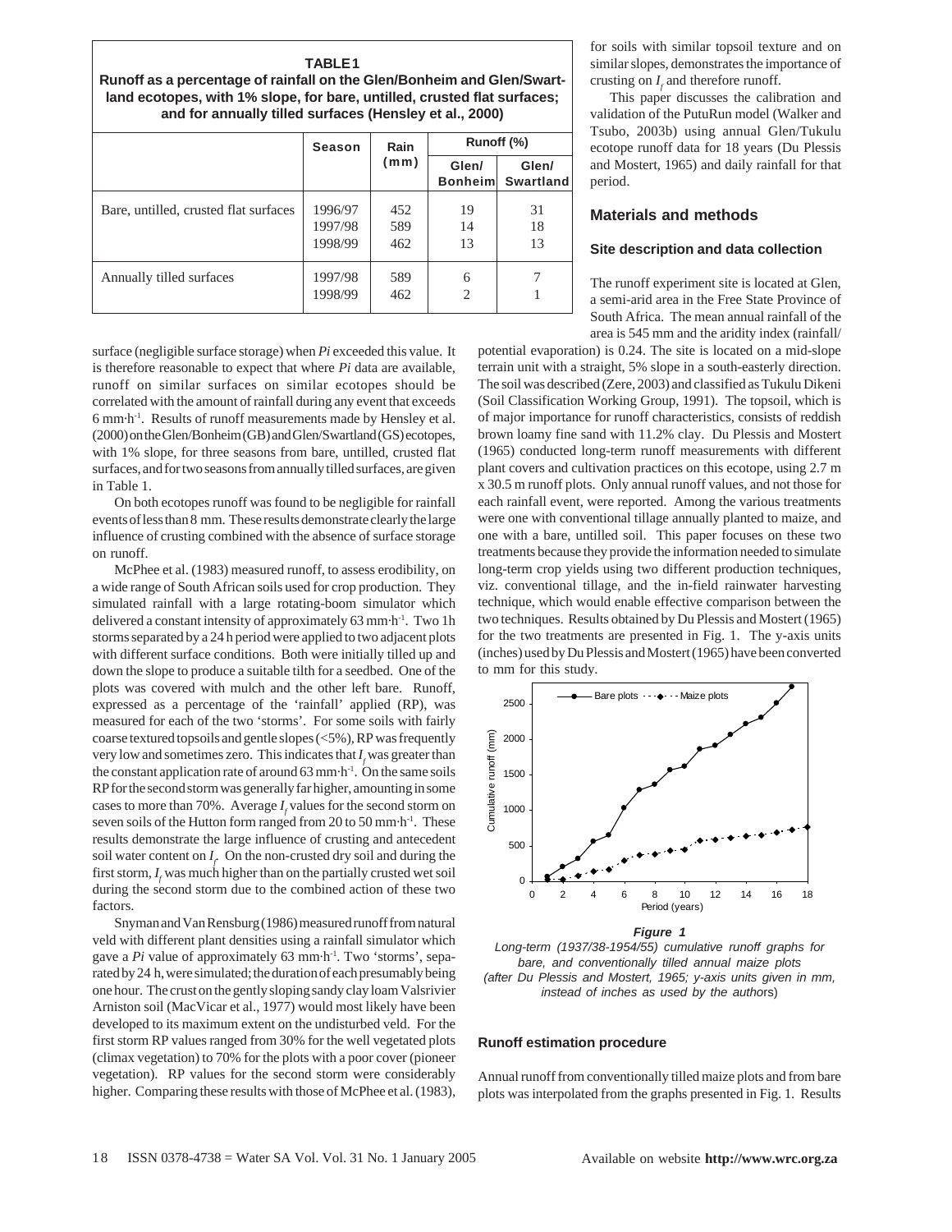**TABLE 1**
**Runoff as a percentage of rainfall on the Glen/Bonheim and Glen/Swartland ecotopes, with 1% slope, for bare, untilled, crusted flat surfaces; and for annually tilled surfaces (Hensley et al., 2000)**

| | Season | Rain (mm) | Runoff (%) | |
|---|---|---|---|---|
| | | | Glen/ Bonheim | Glen/ Swartland |
| Bare, untilled, crusted flat surfaces | 1996/97 | 452 | 19 | 31 |
| | 1997/98 | 589 | 14 | 18 |
| | 1998/99 | 462 | 13 | 13 |
| Annually tilled surfaces | 1997/98 | 589 | 6 | 7 |
| | 1998/99 | 462 | 2 | 1 |

surface (negligible surface storage) when *Pi* exceeded this value. It is therefore reasonable to expect that where *Pi* data are available, runoff on similar surfaces on similar ecotopes should be correlated with the amount of rainfall during any event that exceeds 6 mm·h$^{-1}$. Results of runoff measurements made by Hensley et al. (2000) on the Glen/Bonheim (GB) and Glen/Swartland (GS) ecotopes, with 1% slope, for three seasons from bare, untilled, crusted flat surfaces, and for two seasons from annually tilled surfaces, are given in Table 1.

On both ecotopes runoff was found to be negligible for rainfall events of less than 8 mm. These results demonstrate clearly the large influence of crusting combined with the absence of surface storage on runoff.

McPhee et al. (1983) measured runoff, to assess erodibility, on a wide range of South African soils used for crop production. They simulated rainfall with a large rotating-boom simulator which delivered a constant intensity of approximately 63 mm·h$^{-1}$. Two 1h storms separated by a 24 h period were applied to two adjacent plots with different surface conditions. Both were initially tilled up and down the slope to produce a suitable tilth for a seedbed. One of the plots was covered with mulch and the other left bare. Runoff, expressed as a percentage of the 'rainfall' applied (RP), was measured for each of the two 'storms'. For some soils with fairly coarse textured topsoils and gentle slopes (<5%), RP was frequently very low and sometimes zero. This indicates that $I_f$ was greater than the constant application rate of around 63 mm·h$^{-1}$. On the same soils RP for the second storm was generally far higher, amounting in some cases to more than 70%. Average $I_f$ values for the second storm on seven soils of the Hutton form ranged from 20 to 50 mm·h$^{-1}$. These results demonstrate the large influence of crusting and antecedent soil water content on $I_f$. On the non-crusted dry soil and during the first storm, $I_f$ was much higher than on the partially crusted wet soil during the second storm due to the combined action of these two factors.

Snyman and Van Rensburg (1986) measured runoff from natural veld with different plant densities using a rainfall simulator which gave a *Pi* value of approximately 63 mm·h$^{-1}$. Two 'storms', separated by 24 h, were simulated; the duration of each presumably being one hour. The crust on the gently sloping sandy clay loam Valsrivier Arniston soil (MacVicar et al., 1977) would most likely have been developed to its maximum extent on the undisturbed veld. For the first storm RP values ranged from 30% for the well vegetated plots (climax vegetation) to 70% for the plots with a poor cover (pioneer vegetation). RP values for the second storm were considerably higher. Comparing these results with those of McPhee et al. (1983), for soils with similar topsoil texture and on similar slopes, demonstrates the importance of crusting on $I_f$ and therefore runoff.

This paper discusses the calibration and validation of the PutuRun model (Walker and Tsubo, 2003b) using annual Glen/Tukulu ecotope runoff data for 18 years (Du Plessis and Mostert, 1965) and daily rainfall for that period.

## Materials and methods

### Site description and data collection

The runoff experiment site is located at Glen, a semi-arid area in the Free State Province of South Africa. The mean annual rainfall of the area is 545 mm and the aridity index (rainfall/potential evaporation) is 0.24. The site is located on a mid-slope terrain unit with a straight, 5% slope in a south-easterly direction. The soil was described (Zere, 2003) and classified as Tukulu Dikeni (Soil Classification Working Group, 1991). The topsoil, which is of major importance for runoff characteristics, consists of reddish brown loamy fine sand with 11.2% clay. Du Plessis and Mostert (1965) conducted long-term runoff measurements with different plant covers and cultivation practices on this ecotope, using 2.7 m x 30.5 m runoff plots. Only annual runoff values, and not those for each rainfall event, were reported. Among the various treatments were one with conventional tillage annually planted to maize, and one with a bare, untilled soil. This paper focuses on these two treatments because they provide the information needed to simulate long-term crop yields using two different production techniques, viz. conventional tillage, and the in-field rainwater harvesting technique, which would enable effective comparison between the two techniques. Results obtained by Du Plessis and Mostert (1965) for the two treatments are presented in Fig. 1. The y-axis units (inches) used by Du Plessis and Mostert (1965) have been converted to mm for this study.

***Figure 1***
*Long-term (1937/38-1954/55) cumulative runoff graphs for bare, and conventionally tilled annual maize plots (after Du Plessis and Mostert, 1965; y-axis units given in mm, instead of inches as used by the authors)*

### Runoff estimation procedure

Annual runoff from conventionally tilled maize plots and from bare plots was interpolated from the graphs presented in Fig. 1. Results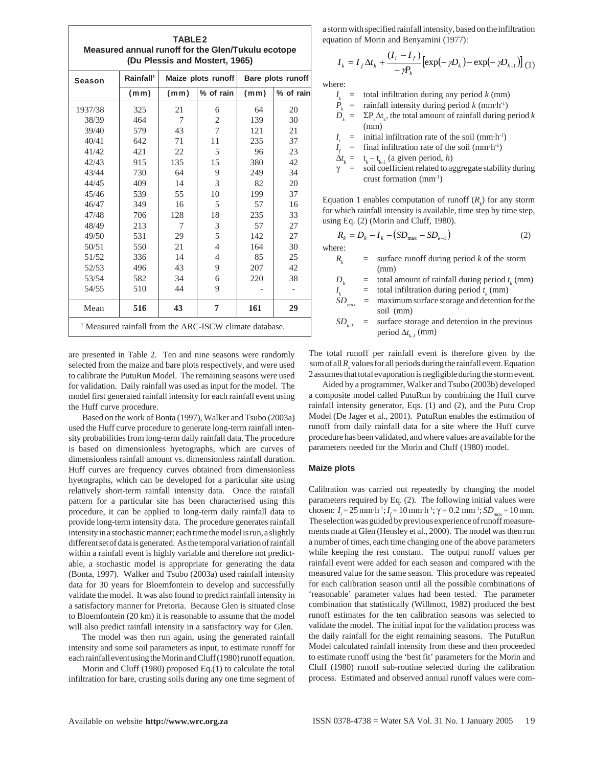**TABLE 2**
**Measured annual runoff for the Glen/Tukulu ecotope (Du Plessis and Mostert, 1965)**

| Season | Rainfall[1] | Maize plots runoff | | Bare plots runoff | |
|---|---|---|---|---|---|
| | (mm) | (mm) | % of rain | (mm) | % of rain |
| 1937/38 | 325 | 21 | 6 | 64 | 20 |
| 38/39 | 464 | 7 | 2 | 139 | 30 |
| 39/40 | 579 | 43 | 7 | 121 | 21 |
| 40/41 | 642 | 71 | 11 | 235 | 37 |
| 41/42 | 421 | 22 | 5 | 96 | 23 |
| 42/43 | 915 | 135 | 15 | 380 | 42 |
| 43/44 | 730 | 64 | 9 | 249 | 34 |
| 44/45 | 409 | 14 | 3 | 82 | 20 |
| 45/46 | 539 | 55 | 10 | 199 | 37 |
| 46/47 | 349 | 16 | 5 | 57 | 16 |
| 47/48 | 706 | 128 | 18 | 235 | 33 |
| 48/49 | 213 | 7 | 3 | 57 | 27 |
| 49/50 | 531 | 29 | 5 | 142 | 27 |
| 50/51 | 550 | 21 | 4 | 164 | 30 |
| 51/52 | 336 | 14 | 4 | 85 | 25 |
| 52/53 | 496 | 43 | 9 | 207 | 42 |
| 53/54 | 582 | 34 | 6 | 220 | 38 |
| 54/55 | 510 | 44 | 9 | - | - |
| Mean | **516** | **43** | **7** | **161** | **29** |

[1] Measured rainfall from the ARC-ISCW climate database.

are presented in Table 2. Ten and nine seasons were randomly selected from the maize and bare plots respectively, and were used to calibrate the PutuRun Model. The remaining seasons were used for validation. Daily rainfall was used as input for the model. The model first generated rainfall intensity for each rainfall event using the Huff curve procedure.

Based on the work of Bonta (1997), Walker and Tsubo (2003a) used the Huff curve procedure to generate long-term rainfall intensity probabilities from long-term daily rainfall data. The procedure is based on dimensionless hyetographs, which are curves of dimensionless rainfall amount vs. dimensionless rainfall duration. Huff curves are frequency curves obtained from dimensionless hyetographs, which can be developed for a particular site using relatively short-term rainfall intensity data. Once the rainfall pattern for a particular site has been characterised using this procedure, it can be applied to long-term daily rainfall data to provide long-term intensity data. The procedure generates rainfall intensity in a stochastic manner; each time the model is run, a slightly different set of data is generated. As the temporal variation of rainfall within a rainfall event is highly variable and therefore not predictable, a stochastic model is appropriate for generating the data (Bonta, 1997). Walker and Tsubo (2003a) used rainfall intensity data for 30 years for Bloemfontein to develop and successfully validate the model. It was also found to predict rainfall intensity in a satisfactory manner for Pretoria. Because Glen is situated close to Bloemfontein (20 km) it is reasonable to assume that the model will also predict rainfall intensity in a satisfactory way for Glen.

The model was then run again, using the generated rainfall intensity and some soil parameters as input, to estimate runoff for each rainfall event using the Morin and Cluff (1980) runoff equation.

Morin and Cluff (1980) proposed Eq.(1) to calculate the total infiltration for bare, crusting soils during any one time segment of a storm with specified rainfall intensity, based on the infiltration equation of Morin and Benyamini (1977):

$$I_k = I_f \Delta t_k + \frac{(I_i - I_f)}{-\gamma P_k}\left[\exp(-\gamma D_k) - \exp(-\gamma D_{k-1})\right] \quad (1)$$

where:

- $I_k$ = total infiltration during any period $k$ (mm)
- $P_k$ = rainfall intensity during period $k$ (mm·h$^{-1}$)
- $D_k$ = $\Sigma P_k \Delta t_k$, the total amount of rainfall during period $k$ (mm)
- $I_i$ = initial infiltration rate of the soil (mm·h$^{-1}$)
- $I_f$ = final infiltration rate of the soil (mm·h$^{-1}$)
- $\Delta t_k$ = $t_k - t_{k-1}$ (a given period, $h$)
- $\gamma$ = soil coefficient related to aggregate stability during crust formation (mm$^{-1}$)

Equation 1 enables computation of runoff ($R_k$) for any storm for which rainfall intensity is available, time step by time step, using Eq. (2) (Morin and Cluff, 1980).

$$R_k = D_k - I_k - (SD_{max} - SD_{k-1}) \quad (2)$$

where:

- $R_k$ = surface runoff during period $k$ of the storm (mm)
- $D_k$ = total amount of rainfall during period $t_k$ (mm)
- $I_k$ = total infiltration during period $t_k$ (mm)
- $SD_{max}$ = maximum surface storage and detention for the soil (mm)
- $SD_{k-1}$ = surface storage and detention in the previous period $\Delta t_{k-1}$ (mm)

The total runoff per rainfall event is therefore given by the sum of all $R_k$ values for all periods during the rainfall event. Equation 2 assumes that total evaporation is negligible during the storm event.

Aided by a programmer, Walker and Tsubo (2003b) developed a composite model called PutuRun by combining the Huff curve rainfall intensity generator, Eqs. (1) and (2), and the Putu Crop Model (De Jager et al., 2001). PutuRun enables the estimation of runoff from daily rainfall data for a site where the Huff curve procedure has been validated, and where values are available for the parameters needed for the Morin and Cluff (1980) model.

### Maize plots

Calibration was carried out repeatedly by changing the model parameters required by Eq. (2). The following initial values were chosen: $I_i$ = 25 mm·h$^{-1}$; $I_f$ = 10 mm·h$^{-1}$; $\gamma$ = 0.2 mm$^{-1}$; $SD_{max}$ = 10 mm. The selection was guided by previous experience of runoff measurements made at Glen (Hensley et al., 2000). The model was then run a number of times, each time changing one of the above parameters while keeping the rest constant. The output runoff values per rainfall event were added for each season and compared with the measured value for the same season. This procedure was repeated for each calibration season until all the possible combinations of 'reasonable' parameter values had been tested. The parameter combination that statistically (Willmott, 1982) produced the best runoff estimates for the ten calibration seasons was selected to validate the model. The initial input for the validation process was the daily rainfall for the eight remaining seasons. The PutuRun Model calculated rainfall intensity from these and then proceeded to estimate runoff using the 'best fit' parameters for the Morin and Cluff (1980) runoff sub-routine selected during the calibration process. Estimated and observed annual runoff values were com-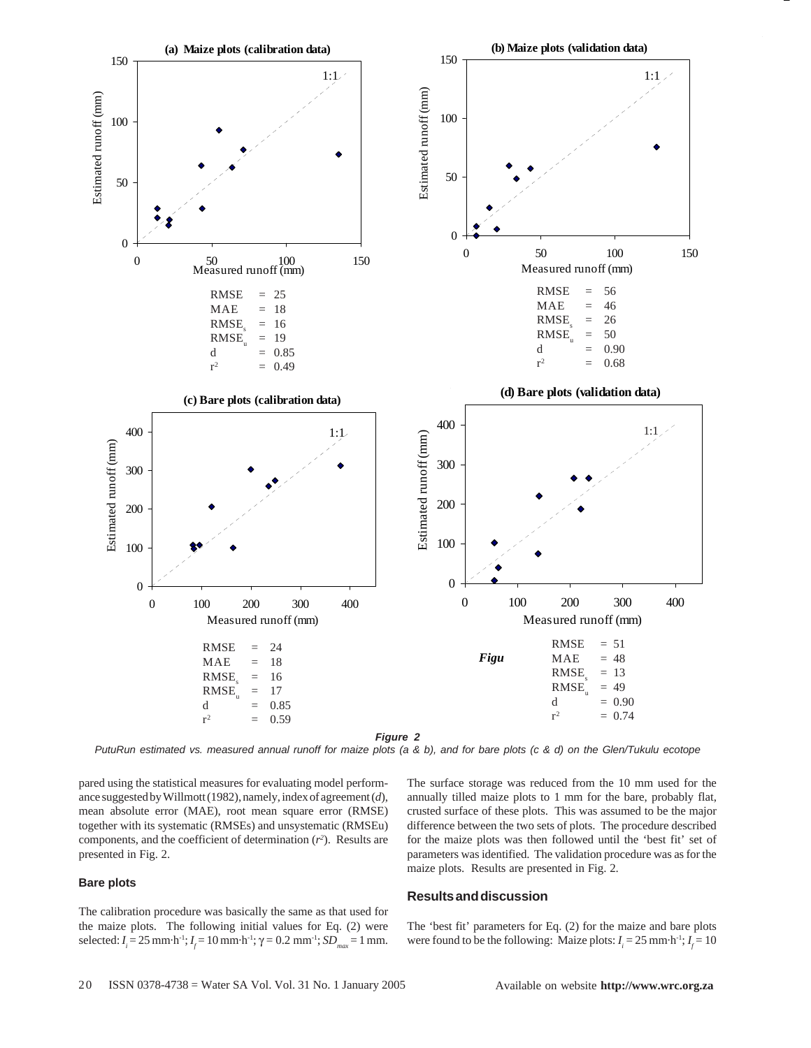**(a) Maize plots (calibration data)**

| | |
|---|---|
| RMSE | = 25 |
| MAE | = 18 |
| $RMSE_s$ | = 16 |
| $RMSE_u$ | = 19 |
| d | = 0.85 |
| $r^2$ | = 0.49 |

**(b) Maize plots (validation data)**

| | |
|---|---|
| RMSE | = 56 |
| MAE | = 46 |
| $RMSE_s$ | = 26 |
| $RMSE_u$ | = 50 |
| d | = 0.90 |
| $r^2$ | = 0.68 |

**(c) Bare plots (calibration data)**

| | |
|---|---|
| RMSE | = 24 |
| MAE | = 18 |
| $RMSE_s$ | = 16 |
| $RMSE_u$ | = 17 |
| d | = 0.85 |
| $r^2$ | = 0.59 |

**(d) Bare plots (validation data)**

| | |
|---|---|
| RMSE | = 51 |
| MAE | = 48 |
| $RMSE_s$ | = 13 |
| $RMSE_u$ | = 49 |
| d | = 0.90 |
| $r^2$ | = 0.74 |

***Figure 2***

*PutuRun estimated vs. measured annual runoff for maize plots (a & b), and for bare plots (c & d) on the Glen/Tukulu ecotope*

pared using the statistical measures for evaluating model performance suggested by Willmott (1982), namely, index of agreement (*d*), mean absolute error (MAE), root mean square error (RMSE) together with its systematic (RMSEs) and unsystematic (RMSEu) components, and the coefficient of determination ($r^2$). Results are presented in Fig. 2.

### Bare plots

The calibration procedure was basically the same as that used for the maize plots. The following initial values for Eq. (2) were selected: $I_i = 25\ \text{mm·h}^{-1}$; $I_f = 10\ \text{mm·h}^{-1}$; $\gamma = 0.2\ \text{mm}^{-1}$; $SD_{max} = 1$ mm. The surface storage was reduced from the 10 mm used for the annually tilled maize plots to 1 mm for the bare, probably flat, crusted surface of these plots. This was assumed to be the major difference between the two sets of plots. The procedure described for the maize plots was then followed until the 'best fit' set of parameters was identified. The validation procedure was as for the maize plots. Results are presented in Fig. 2.

## Results and discussion

The 'best fit' parameters for Eq. (2) for the maize and bare plots were found to be the following: Maize plots: $I_i = 25\ \text{mm·h}^{-1}$; $I_f = 10$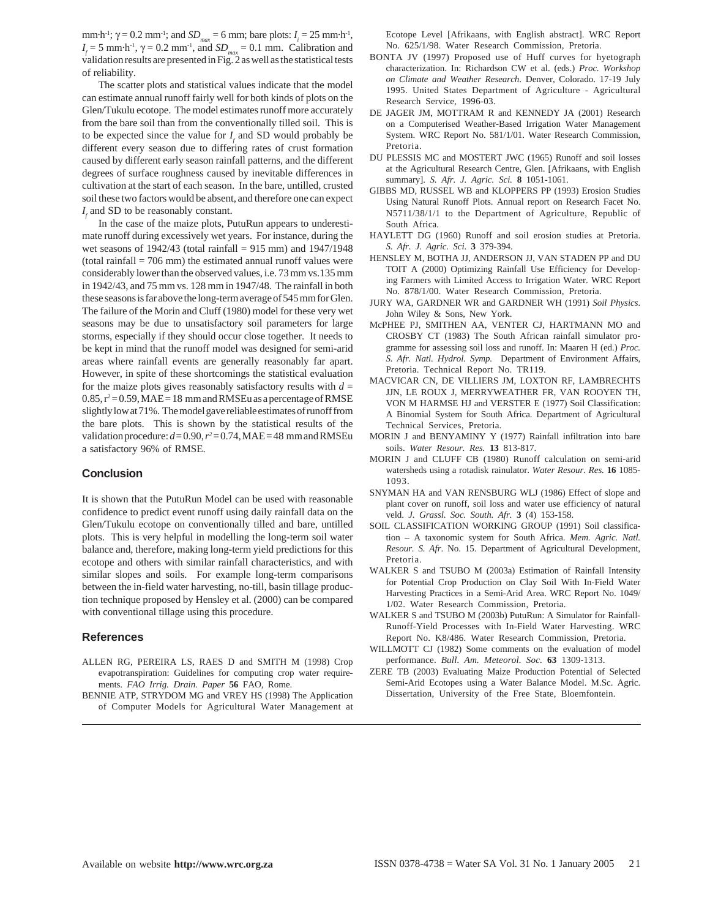mm·h$^{-1}$; $\gamma$ = 0.2 mm$^{-1}$; and $SD_{max}$ = 6 mm; bare plots: $I_i$ = 25 mm·h$^{-1}$, $I_f$ = 5 mm·h$^{-1}$, $\gamma$ = 0.2 mm$^{-1}$, and $SD_{max}$ = 0.1 mm. Calibration and validation results are presented in Fig. 2 as well as the statistical tests of reliability.

The scatter plots and statistical values indicate that the model can estimate annual runoff fairly well for both kinds of plots on the Glen/Tukulu ecotope. The model estimates runoff more accurately from the bare soil than from the conventionally tilled soil. This is to be expected since the value for $I_f$ and SD would probably be different every season due to differing rates of crust formation caused by different early season rainfall patterns, and the different degrees of surface roughness caused by inevitable differences in cultivation at the start of each season. In the bare, untilled, crusted soil these two factors would be absent, and therefore one can expect $I_f$ and SD to be reasonably constant.

In the case of the maize plots, PutuRun appears to underestimate runoff during excessively wet years. For instance, during the wet seasons of 1942/43 (total rainfall = 915 mm) and 1947/1948 (total rainfall = 706 mm) the estimated annual runoff values were considerably lower than the observed values, i.e. 73 mm vs.135 mm in 1942/43, and 75 mm vs. 128 mm in 1947/48. The rainfall in both these seasons is far above the long-term average of 545 mm for Glen. The failure of the Morin and Cluff (1980) model for these very wet seasons may be due to unsatisfactory soil parameters for large storms, especially if they should occur close together. It needs to be kept in mind that the runoff model was designed for semi-arid areas where rainfall events are generally reasonably far apart. However, in spite of these shortcomings the statistical evaluation for the maize plots gives reasonably satisfactory results with $d$ = 0.85, $r^2$ = 0.59, MAE = 18 mm and RMSEu as a percentage of RMSE slightly low at 71%. The model gave reliable estimates of runoff from the bare plots. This is shown by the statistical results of the validation procedure: $d$ = 0.90, $r^2$ = 0.74, MAE = 48 mm and RMSEu a satisfactory 96% of RMSE.

## Conclusion

It is shown that the PutuRun Model can be used with reasonable confidence to predict event runoff using daily rainfall data on the Glen/Tukulu ecotope on conventionally tilled and bare, untilled plots. This is very helpful in modelling the long-term soil water balance and, therefore, making long-term yield predictions for this ecotope and others with similar rainfall characteristics, and with similar slopes and soils. For example long-term comparisons between the in-field water harvesting, no-till, basin tillage production technique proposed by Hensley et al. (2000) can be compared with conventional tillage using this procedure.

## References

ALLEN RG, PEREIRA LS, RAES D and SMITH M (1998) Crop evapotranspiration: Guidelines for computing crop water requirements. *FAO Irrig. Drain. Paper* **56** FAO, Rome.

BENNIE ATP, STRYDOM MG and VREY HS (1998) The Application of Computer Models for Agricultural Water Management at Ecotope Level [Afrikaans, with English abstract]. WRC Report No. 625/1/98. Water Research Commission, Pretoria.

BONTA JV (1997) Proposed use of Huff curves for hyetograph characterization. In: Richardson CW et al. (eds.) *Proc. Workshop on Climate and Weather Research*. Denver, Colorado. 17-19 July 1995. United States Department of Agriculture - Agricultural Research Service, 1996-03.

DE JAGER JM, MOTTRAM R and KENNEDY JA (2001) Research on a Computerised Weather-Based Irrigation Water Management System. WRC Report No. 581/1/01. Water Research Commission, Pretoria.

DU PLESSIS MC and MOSTERT JWC (1965) Runoff and soil losses at the Agricultural Research Centre, Glen. [Afrikaans, with English summary]. *S. Afr. J. Agric. Sci.* **8** 1051-1061.

GIBBS MD, RUSSEL WB and KLOPPERS PP (1993) Erosion Studies Using Natural Runoff Plots. Annual report on Research Facet No. N5711/38/1/1 to the Department of Agriculture, Republic of South Africa.

HAYLETT DG (1960) Runoff and soil erosion studies at Pretoria. *S. Afr. J. Agric. Sci.* **3** 379-394.

HENSLEY M, BOTHA JJ, ANDERSON JJ, VAN STADEN PP and DU TOIT A (2000) Optimizing Rainfall Use Efficiency for Developing Farmers with Limited Access to Irrigation Water. WRC Report No. 878/1/00. Water Research Commission, Pretoria.

JURY WA, GARDNER WR and GARDNER WH (1991) *Soil Physics*. John Wiley & Sons, New York.

McPHEE PJ, SMITHEN AA, VENTER CJ, HARTMANN MO and CROSBY CT (1983) The South African rainfall simulator programme for assessing soil loss and runoff. In: Maaren H (ed.) *Proc. S. Afr. Natl. Hydrol. Symp.* Department of Environment Affairs, Pretoria. Technical Report No. TR119.

MACVICAR CN, DE VILLIERS JM, LOXTON RF, LAMBRECHTS JJN, LE ROUX J, MERRYWEATHER FR, VAN ROOYEN TH, VON M HARMSE HJ and VERSTER E (1977) Soil Classification: A Binomial System for South Africa. Department of Agricultural Technical Services, Pretoria.

MORIN J and BENYAMINY Y (1977) Rainfall infiltration into bare soils. *Water Resour. Res.* **13** 813-817.

MORIN J and CLUFF CB (1980) Runoff calculation on semi-arid watersheds using a rotadisk rainulator. *Water Resour. Res.* **16** 1085-1093.

SNYMAN HA and VAN RENSBURG WLJ (1986) Effect of slope and plant cover on runoff, soil loss and water use efficiency of natural veld. *J. Grassl. Soc. South. Afr.* **3** (4) 153-158.

SOIL CLASSIFICATION WORKING GROUP (1991) Soil classification – A taxonomic system for South Africa. *Mem. Agric. Natl. Resour. S. Afr*. No. 15. Department of Agricultural Development, Pretoria.

WALKER S and TSUBO M (2003a) Estimation of Rainfall Intensity for Potential Crop Production on Clay Soil With In-Field Water Harvesting Practices in a Semi-Arid Area. WRC Report No. 1049/1/02. Water Research Commission, Pretoria.

WALKER S and TSUBO M (2003b) PutuRun: A Simulator for Rainfall-Runoff-Yield Processes with In-Field Water Harvesting. WRC Report No. K8/486. Water Research Commission, Pretoria.

WILLMOTT CJ (1982) Some comments on the evaluation of model performance. *Bull. Am. Meteorol. Soc.* **63** 1309-1313.

ZERE TB (2003) Evaluating Maize Production Potential of Selected Semi-Arid Ecotopes using a Water Balance Model. M.Sc. Agric. Dissertation, University of the Free State, Bloemfontein.